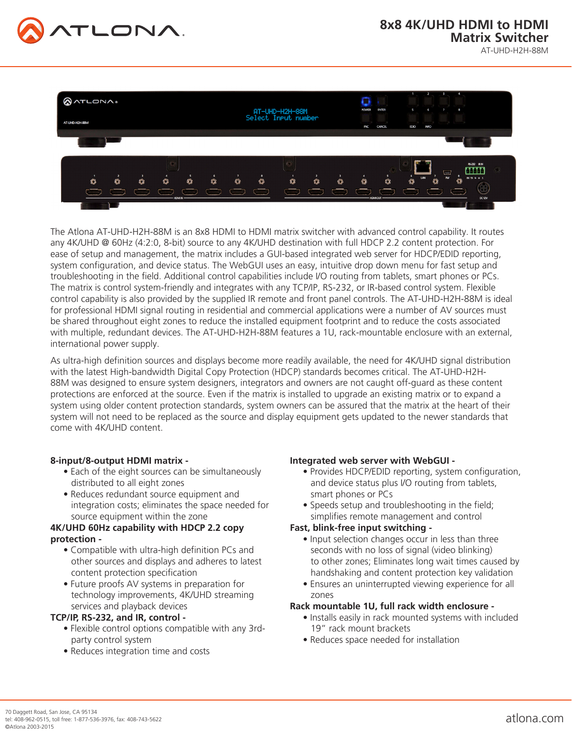# 8x8 4K/UHD HDMI to HDMI Matrix Switcher

AT-UHD-H2H-88M

The Atlona AT-UHD-H2H-88M is an 8x8 HDMI to HDMI matrix switcher with advanced control capability. It routes any 4K/UHD @ 60Hz (4:2:0, 8-bit) source to any 4K/UHD destination with full HDCP 2.2 content protection. For ease of setup and management, the matrix includes a GUI-based integrated web server for HDCP/EDID reporting, system configuration, and device status. The WebGUI uses an easy, intuitive drop down menu for fast setup and troubleshooting in the field. Additional control capabilities include I/O routing from tablets, smart phones or PCs. The matrix is control system-friendly and integrates with any TCP/IP, RS-232, or IR-based control system. Flexible control capability is also provided by the supplied IR remote and front panel controls. The AT-UHD-H2H-88M is ideal for professional HDMI signal routing in residential and commercial applications were a number of AV sources must be shared throughout eight zones to reduce the installed equipment footprint and to reduce the costs associated with multiple, redundant devices. The AT-UHD-H2H-88M features a 1U, rack-mountable enclosure with an external, international power supply.

As ultra-high definition sources and displays become more readily available, the need for 4K/UHD signal distribution with the latest High-bandwidth Digital Copy Protection (HDCP) standards becomes critical. The AT-UHD-H2H-88M was designed to ensure system designers, integrators and owners are not caught off-guard as these content protections are enforced at the source. Even if the matrix is installed to upgrade an existing matrix or to expand a system using older content protection standards, system owners can be assured that the matrix at the heart of their system will not need to be replaced as the source and display equipment gets updated to the newer standards that come with 4K/UHD content.

**8-input/8-output HDMI matrix -**

- Each of the eight sources can be simultaneously distributed to all eight zones
- Reduces redundant source equipment and integration costs; eliminates the space needed for source equipment within the zone

**4K/UHD 60Hz capability with HDCP 2.2 copy protection -**

- Compatible with ultra-high definition PCs and other sources and displays and adheres to latest content protection specification
- Future proofs AV systems in preparation for technology improvements, 4K/UHD streaming services and playback devices

**TCP/IP, RS-232, and IR, control -**

- Flexible control options compatible with any 3rd-party control system
- Reduces integration time and costs

**Integrated web server with WebGUI -**

- Provides HDCP/EDID reporting, system configuration, and device status plus I/O routing from tablets, smart phones or PCs
- Speeds setup and troubleshooting in the field; simplifies remote management and control

**Fast, blink-free input switching -**

- Input selection changes occur in less than three seconds with no loss of signal (video blinking) to other zones; Eliminates long wait times caused by handshaking and content protection key validation
- Ensures an uninterrupted viewing experience for all zones

**Rack mountable 1U, full rack width enclosure -**

- Installs easily in rack mounted systems with included 19" rack mount brackets
- Reduces space needed for installation

70 Daggett Road, San Jose, CA 95134
tel: 408-962-0515, toll free: 1-877-536-3976, fax: 408-743-5622
©Atlona 2003-2015

atlona.com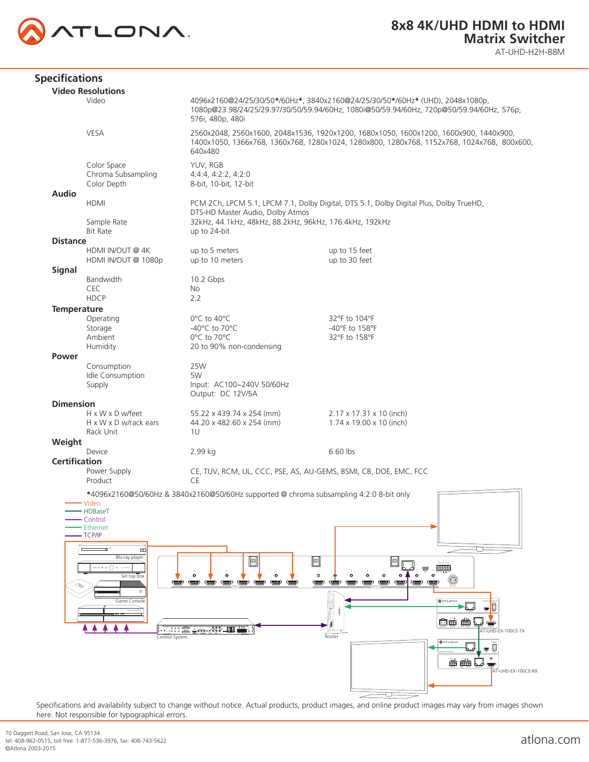# 8x8 4K/UHD HDMI to HDMI Matrix Switcher

AT-UHD-H2H-88M

## Specifications

| | | | |
|---|---|---|---|
| **Video Resolutions** | | | |
| | Video | 4096x2160@24/25/30/50*/60Hz*, 3840x2160@24/25/30/50*/60Hz* (UHD), 2048x1080p, 1080p@23.98/24/25/29.97/30/50/59.94/60Hz, 1080i@50/59.94/60Hz, 720p@50/59.94/60Hz, 576p, 576i, 480p, 480i | |
| | VESA | 2560x2048, 2560x1600, 2048x1536, 1920x1200, 1680x1050, 1600x1200, 1600x900, 1440x900, 1400x1050, 1366x768, 1360x768, 1280x1024, 1280x800, 1280x768, 1152x768, 1024x768, 800x600, 640x480 | |
| | Color Space | YUV, RGB | |
| | Chroma Subsampling | 4:4:4, 4:2:2, 4:2:0 | |
| | Color Depth | 8-bit, 10-bit, 12-bit | |
| **Audio** | | | |
| | HDMI | PCM 2Ch, LPCM 5.1, LPCM 7.1, Dolby Digital, DTS 5.1, Dolby Digital Plus, Dolby TrueHD, DTS-HD Master Audio, Dolby Atmos | |
| | Sample Rate | 32kHz, 44.1kHz, 48kHz, 88.2kHz, 96kHz, 176.4kHz, 192kHz | |
| | Bit Rate | up to 24-bit | |
| **Distance** | | | |
| | HDMI IN/OUT @ 4K | up to 5 meters | up to 15 feet |
| | HDMI IN/OUT @ 1080p | up to 10 meters | up to 30 feet |
| **Signal** | | | |
| | Bandwidth | 10.2 Gbps | |
| | CEC | No | |
| | HDCP | 2.2 | |
| **Temperature** | | | |
| | Operating | 0°C to 40°C | 32°F to 104°F |
| | Storage | -40°C to 70°C | -40°F to 158°F |
| | Ambient | 0°C to 70°C | 32°F to 158°F |
| | Humidity | 20 to 90% non-condensing | |
| **Power** | | | |
| | Consumption | 25W | |
| | Idle Consumption | 5W | |
| | Supply | Input: AC100~240V 50/60Hz<br>Output: DC 12V/5A | |
| **Dimension** | | | |
| | H x W x D w/feet | 55.22 x 439.74 x 254 (mm) | 2.17 x 17.31 x 10 (inch) |
| | H x W x D w/rack ears | 44.20 x 482.60 x 254 (mm) | 1.74 x 19.00 x 10 (inch) |
| | Rack Unit | 1U | |
| **Weight** | | | |
| | Device | 2.99 kg | 6.60 lbs |
| **Certification** | | | |
| | Power Supply | CE, TUV, RCM, UL, CCC, PSE, AS, AU-GEMS, BSMI, CB, DOE, EMC, FCC | |
| | Product | CE | |

*4096x2160@50/60Hz & 3840x2160@50/60Hz supported @ chroma subsampling 4:2:0 8-bit only

Video
HDBaseT
Control
Ethernet
TCP/IP

Blu-ray player
Set top box
Game Console
Control System
Router
AT-UHD-EX-100CE-TX
AT-UHD-EX-100CE-RX

Specifications and availability subject to change without notice. Actual products, product images, and online product images may vary from images shown here. Not responsible for typographical errors.

70 Daggett Road, San Jose, CA 95134
tel: 408-962-0515, toll free: 1-877-536-3976, fax: 408-743-5622
©Atlona 2003-2015

atlona.com